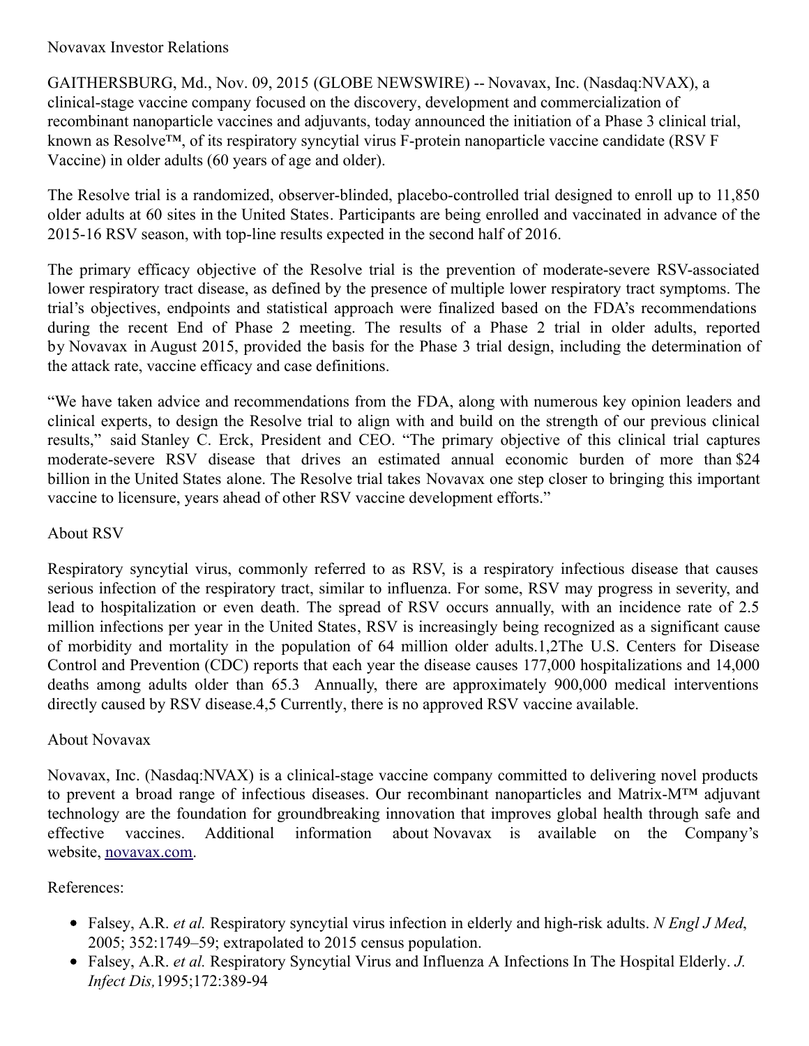Novavax Investor Relations

GAITHERSBURG, Md., Nov. 09, 2015 (GLOBE NEWSWIRE) -- Novavax, Inc. (Nasdaq:NVAX), a clinical-stage vaccine company focused on the discovery, development and commercialization of recombinant nanoparticle vaccines and adjuvants, today announced the initiation of a Phase 3 clinical trial, known as Resolve™, of its respiratory syncytial virus F-protein nanoparticle vaccine candidate (RSV F Vaccine) in older adults (60 years of age and older).

The Resolve trial is a randomized, observer-blinded, placebo-controlled trial designed to enroll up to 11,850 older adults at 60 sites in the United States. Participants are being enrolled and vaccinated in advance of the 2015-16 RSV season, with top-line results expected in the second half of 2016.

The primary efficacy objective of the Resolve trial is the prevention of moderate-severe RSV-associated lower respiratory tract disease, as defined by the presence of multiple lower respiratory tract symptoms. The trial's objectives, endpoints and statistical approach were finalized based on the FDA's recommendations during the recent End of Phase 2 meeting. The results of a Phase 2 trial in older adults, reported by Novavax in August 2015, provided the basis for the Phase 3 trial design, including the determination of the attack rate, vaccine efficacy and case definitions.

"We have taken advice and recommendations from the FDA, along with numerous key opinion leaders and clinical experts, to design the Resolve trial to align with and build on the strength of our previous clinical results," said Stanley C. Erck, President and CEO. "The primary objective of this clinical trial captures moderate-severe RSV disease that drives an estimated annual economic burden of more than $24 billion in the United States alone. The Resolve trial takes Novavax one step closer to bringing this important vaccine to licensure, years ahead of other RSV vaccine development efforts."

## About RSV

Respiratory syncytial virus, commonly referred to as RSV, is a respiratory infectious disease that causes serious infection of the respiratory tract, similar to influenza. For some, RSV may progress in severity, and lead to hospitalization or even death. The spread of RSV occurs annually, with an incidence rate of 2.5 million infections per year in the United States, RSV is increasingly being recognized as a significant cause of morbidity and mortality in the population of 64 million older adults.[1,2] The U.S. Centers for Disease Control and Prevention (CDC) reports that each year the disease causes 177,000 hospitalizations and 14,000 deaths among adults older than 65.[3] Annually, there are approximately 900,000 medical interventions directly caused by RSV disease.[4,5] Currently, there is no approved RSV vaccine available.

## About Novavax

Novavax, Inc. (Nasdaq:NVAX) is a clinical-stage vaccine company committed to delivering novel products to prevent a broad range of infectious diseases. Our recombinant nanoparticles and Matrix-M™ adjuvant technology are the foundation for groundbreaking innovation that improves global health through safe and effective vaccines. Additional information about Novavax is available on the Company's website, [novavax.com](http://novavax.com).

References:

- Falsey, A.R. *et al.* Respiratory syncytial virus infection in elderly and high-risk adults. *N Engl J Med*, 2005; 352:1749–59; extrapolated to 2015 census population.
- Falsey, A.R. *et al.* Respiratory Syncytial Virus and Influenza A Infections In The Hospital Elderly. *J. Infect Dis,*1995;172:389-94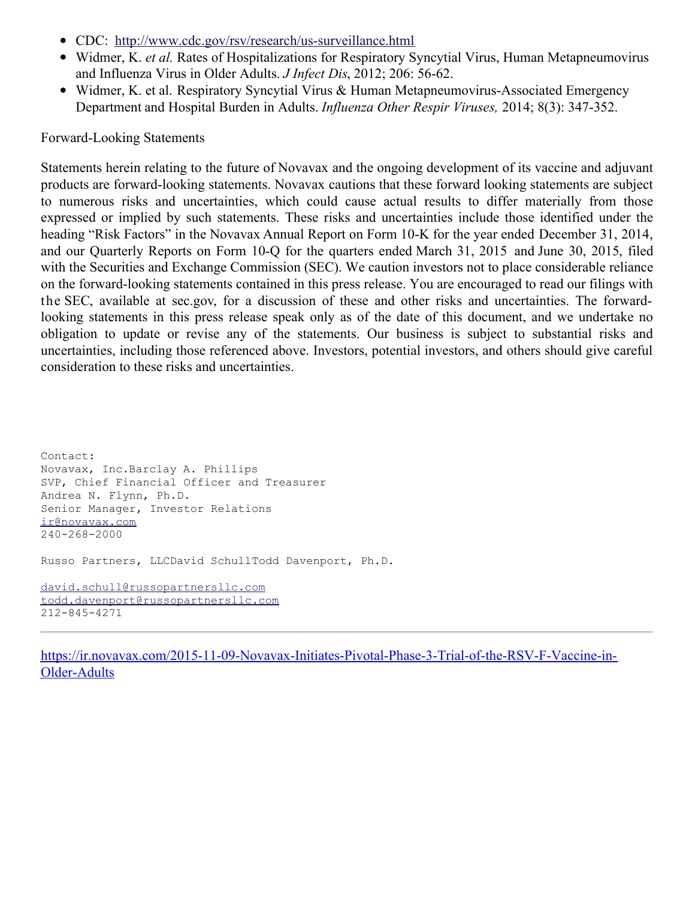- CDC: [http://www.cdc.gov/rsv/research/us-surveillance.html](http://www.cdc.gov/rsv/research/us-surveillance.html)
- Widmer, K. *et al.* Rates of Hospitalizations for Respiratory Syncytial Virus, Human Metapneumovirus and Influenza Virus in Older Adults. *J Infect Dis*, 2012; 206: 56-62.
- Widmer, K. et al. Respiratory Syncytial Virus & Human Metapneumovirus-Associated Emergency Department and Hospital Burden in Adults. *Influenza Other Respir Viruses,* 2014; 8(3): 347-352.

Forward-Looking Statements

Statements herein relating to the future of Novavax and the ongoing development of its vaccine and adjuvant products are forward-looking statements. Novavax cautions that these forward looking statements are subject to numerous risks and uncertainties, which could cause actual results to differ materially from those expressed or implied by such statements. These risks and uncertainties include those identified under the heading "Risk Factors" in the Novavax Annual Report on Form 10-K for the year ended December 31, 2014, and our Quarterly Reports on Form 10-Q for the quarters ended March 31, 2015 and June 30, 2015, filed with the Securities and Exchange Commission (SEC). We caution investors not to place considerable reliance on the forward-looking statements contained in this press release. You are encouraged to read our filings with the SEC, available at sec.gov, for a discussion of these and other risks and uncertainties. The forward-looking statements in this press release speak only as of the date of this document, and we undertake no obligation to update or revise any of the statements. Our business is subject to substantial risks and uncertainties, including those referenced above. Investors, potential investors, and others should give careful consideration to these risks and uncertainties.

```
Contact:
Novavax, Inc.Barclay A. Phillips
SVP, Chief Financial Officer and Treasurer
Andrea N. Flynn, Ph.D.
Senior Manager, Investor Relations
ir@novavax.com
240-268-2000

Russo Partners, LLCDavid SchullTodd Davenport, Ph.D.

david.schull@russopartnersllc.com
todd.davenport@russopartnersllc.com
212-845-4271
```

---

[https://ir.novavax.com/2015-11-09-Novavax-Initiates-Pivotal-Phase-3-Trial-of-the-RSV-F-Vaccine-in-Older-Adults](https://ir.novavax.com/2015-11-09-Novavax-Initiates-Pivotal-Phase-3-Trial-of-the-RSV-F-Vaccine-in-Older-Adults)